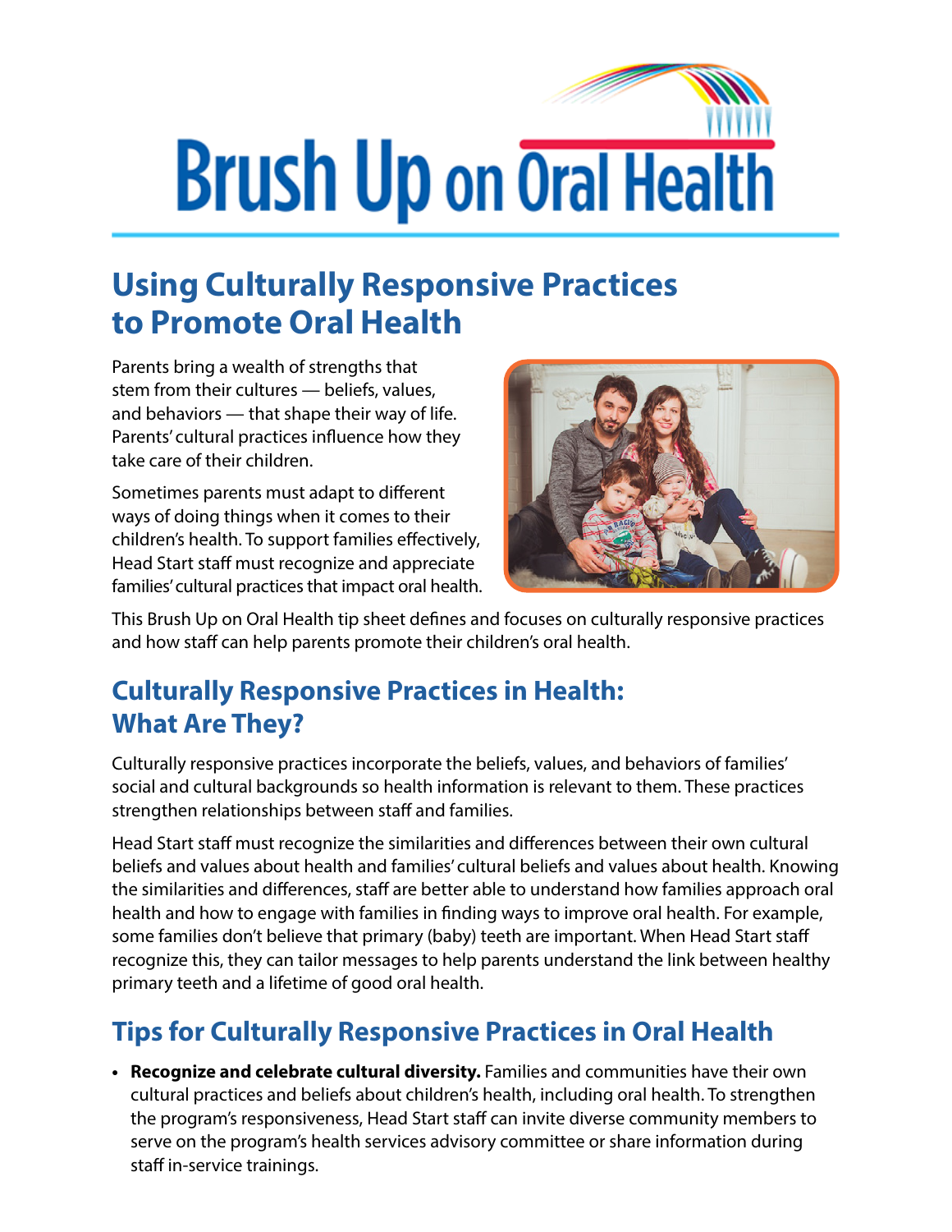# Brush Up on Oral Health

## Using Culturally Responsive Practices to Promote Oral Health

Parents bring a wealth of strengths that stem from their cultures — beliefs, values, and behaviors — that shape their way of life. Parents' cultural practices influence how they take care of their children.

Sometimes parents must adapt to different ways of doing things when it comes to their children's health. To support families effectively, Head Start staff must recognize and appreciate families' cultural practices that impact oral health.

This Brush Up on Oral Health tip sheet defines and focuses on culturally responsive practices and how staff can help parents promote their children's oral health.

## Culturally Responsive Practices in Health: What Are They?

Culturally responsive practices incorporate the beliefs, values, and behaviors of families' social and cultural backgrounds so health information is relevant to them. These practices strengthen relationships between staff and families.

Head Start staff must recognize the similarities and differences between their own cultural beliefs and values about health and families' cultural beliefs and values about health. Knowing the similarities and differences, staff are better able to understand how families approach oral health and how to engage with families in finding ways to improve oral health. For example, some families don't believe that primary (baby) teeth are important. When Head Start staff recognize this, they can tailor messages to help parents understand the link between healthy primary teeth and a lifetime of good oral health.

## Tips for Culturally Responsive Practices in Oral Health

- **Recognize and celebrate cultural diversity.** Families and communities have their own cultural practices and beliefs about children's health, including oral health. To strengthen the program's responsiveness, Head Start staff can invite diverse community members to serve on the program's health services advisory committee or share information during staff in-service trainings.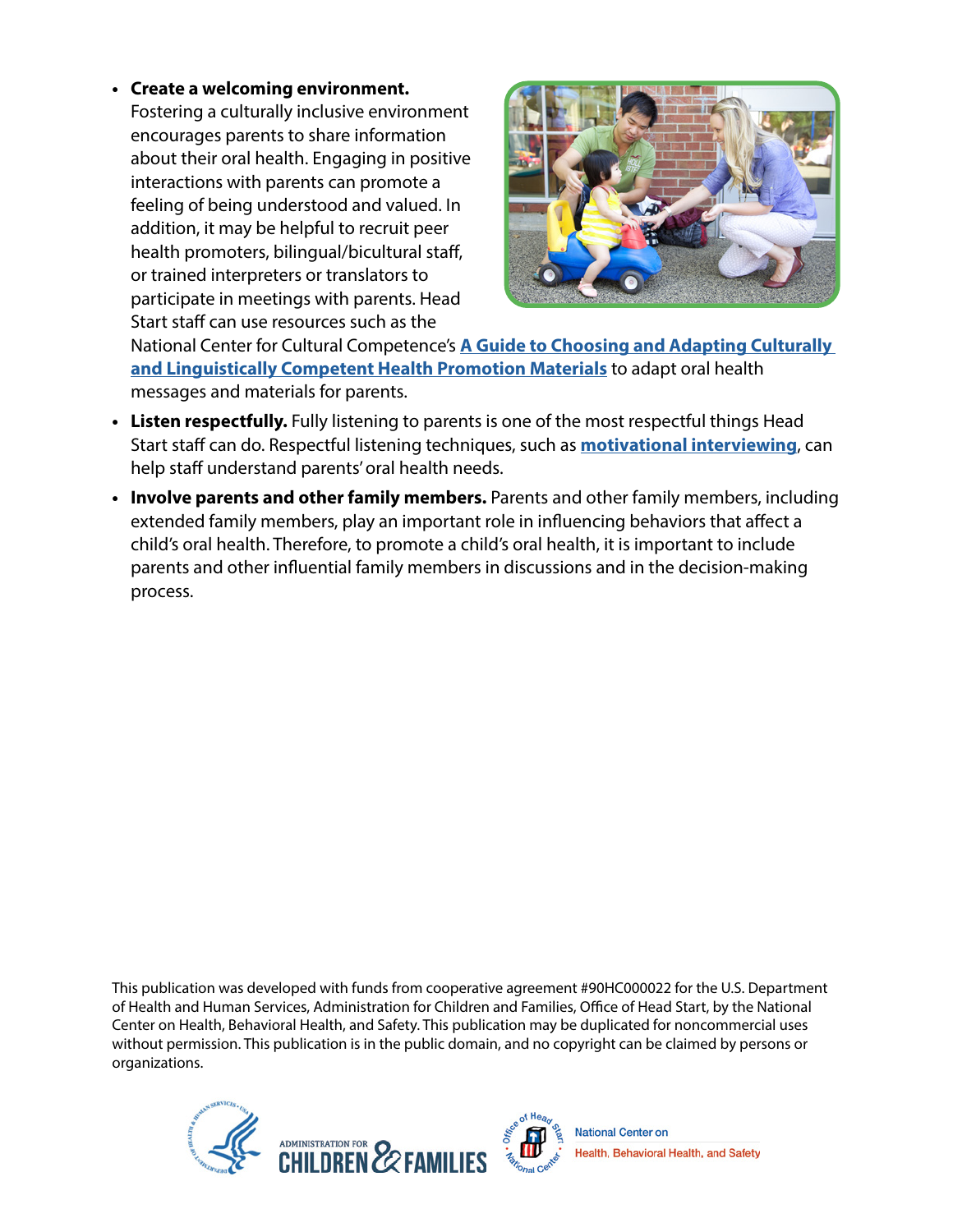- **Create a welcoming environment.** Fostering a culturally inclusive environment encourages parents to share information about their oral health. Engaging in positive interactions with parents can promote a feeling of being understood and valued. In addition, it may be helpful to recruit peer health promoters, bilingual/bicultural staff, or trained interpreters or translators to participate in meetings with parents. Head Start staff can use resources such as the National Center for Cultural Competence's **A Guide to Choosing and Adapting Culturally and Linguistically Competent Health Promotion Materials** to adapt oral health messages and materials for parents.
- **Listen respectfully.** Fully listening to parents is one of the most respectful things Head Start staff can do. Respectful listening techniques, such as **motivational interviewing**, can help staff understand parents' oral health needs.
- **Involve parents and other family members.** Parents and other family members, including extended family members, play an important role in influencing behaviors that affect a child's oral health. Therefore, to promote a child's oral health, it is important to include parents and other influential family members in discussions and in the decision-making process.

This publication was developed with funds from cooperative agreement #90HC000022 for the U.S. Department of Health and Human Services, Administration for Children and Families, Office of Head Start, by the National Center on Health, Behavioral Health, and Safety. This publication may be duplicated for noncommercial uses without permission. This publication is in the public domain, and no copyright can be claimed by persons or organizations.

ADMINISTRATION FOR CHILDREN & FAMILIES

National Center on Health, Behavioral Health, and Safety